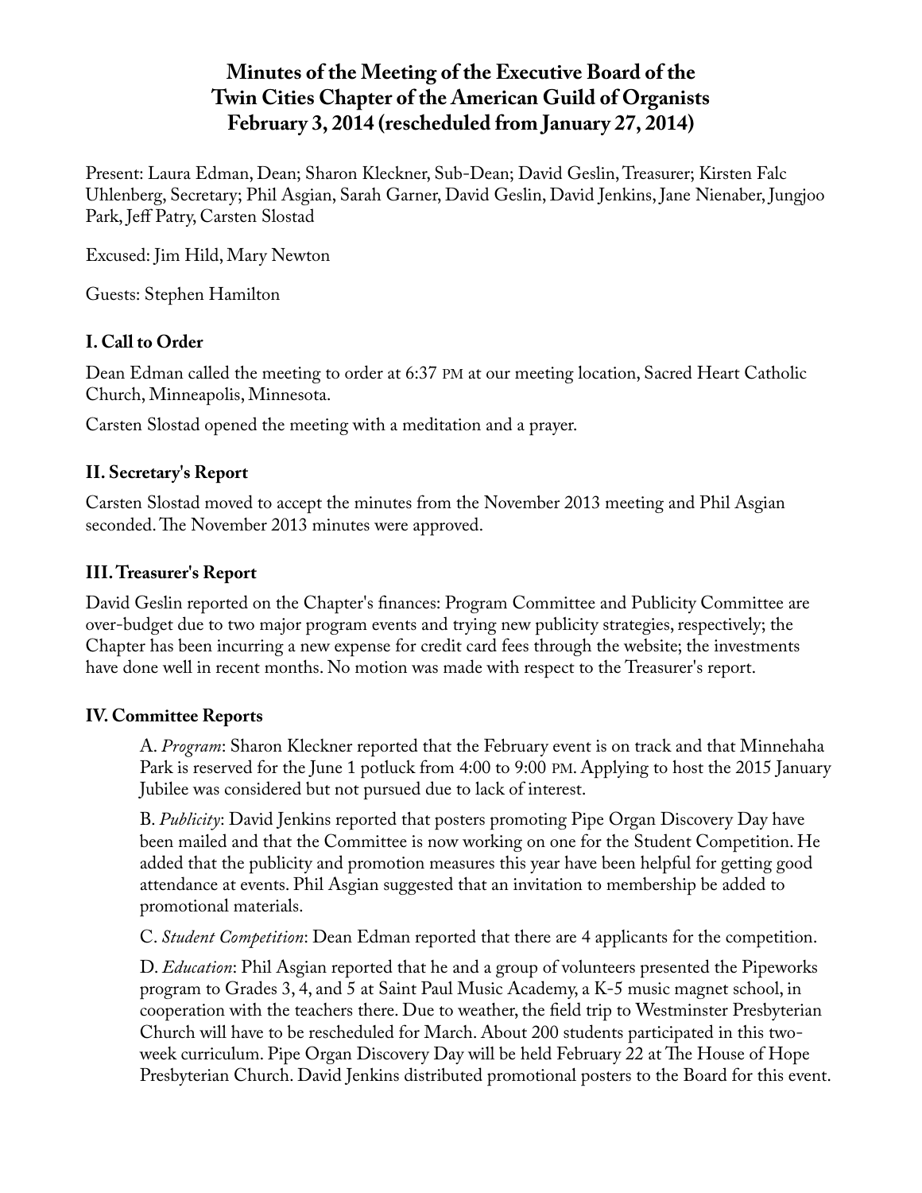# Minutes of the Meeting of the Executive Board of the Twin Cities Chapter of the American Guild of Organists
# February 3, 2014 (rescheduled from January 27, 2014)

Present: Laura Edman, Dean; Sharon Kleckner, Sub-Dean; David Geslin, Treasurer; Kirsten Falc Uhlenberg, Secretary; Phil Asgian, Sarah Garner, David Geslin, David Jenkins, Jane Nienaber, Jungjoo Park, Jeff Patry, Carsten Slostad

Excused: Jim Hild, Mary Newton

Guests: Stephen Hamilton

## I. Call to Order

Dean Edman called the meeting to order at 6:37 PM at our meeting location, Sacred Heart Catholic Church, Minneapolis, Minnesota.

Carsten Slostad opened the meeting with a meditation and a prayer.

## II. Secretary's Report

Carsten Slostad moved to accept the minutes from the November 2013 meeting and Phil Asgian seconded. The November 2013 minutes were approved.

## III. Treasurer's Report

David Geslin reported on the Chapter's finances: Program Committee and Publicity Committee are over-budget due to two major program events and trying new publicity strategies, respectively; the Chapter has been incurring a new expense for credit card fees through the website; the investments have done well in recent months. No motion was made with respect to the Treasurer's report.

## IV. Committee Reports

A. *Program*: Sharon Kleckner reported that the February event is on track and that Minnehaha Park is reserved for the June 1 potluck from 4:00 to 9:00 PM. Applying to host the 2015 January Jubilee was considered but not pursued due to lack of interest.

B. *Publicity*: David Jenkins reported that posters promoting Pipe Organ Discovery Day have been mailed and that the Committee is now working on one for the Student Competition. He added that the publicity and promotion measures this year have been helpful for getting good attendance at events. Phil Asgian suggested that an invitation to membership be added to promotional materials.

C. *Student Competition*: Dean Edman reported that there are 4 applicants for the competition.

D. *Education*: Phil Asgian reported that he and a group of volunteers presented the Pipeworks program to Grades 3, 4, and 5 at Saint Paul Music Academy, a K-5 music magnet school, in cooperation with the teachers there. Due to weather, the field trip to Westminster Presbyterian Church will have to be rescheduled for March. About 200 students participated in this two-week curriculum. Pipe Organ Discovery Day will be held February 22 at The House of Hope Presbyterian Church. David Jenkins distributed promotional posters to the Board for this event.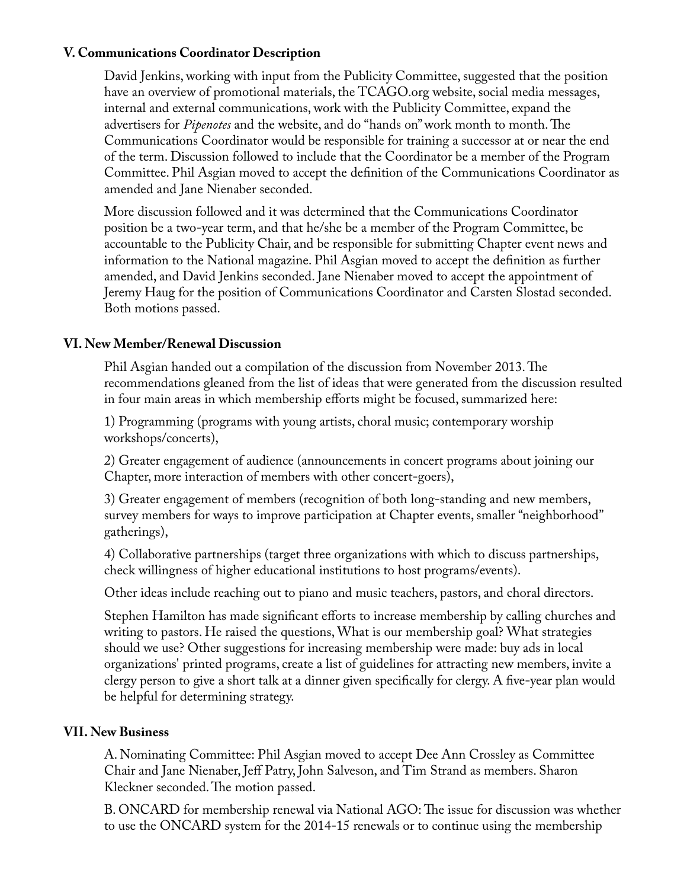## V. Communications Coordinator Description

David Jenkins, working with input from the Publicity Committee, suggested that the position have an overview of promotional materials, the TCAGO.org website, social media messages, internal and external communications, work with the Publicity Committee, expand the advertisers for *Pipenotes* and the website, and do "hands on" work month to month. The Communications Coordinator would be responsible for training a successor at or near the end of the term. Discussion followed to include that the Coordinator be a member of the Program Committee. Phil Asgian moved to accept the definition of the Communications Coordinator as amended and Jane Nienaber seconded.

More discussion followed and it was determined that the Communications Coordinator position be a two-year term, and that he/she be a member of the Program Committee, be accountable to the Publicity Chair, and be responsible for submitting Chapter event news and information to the National magazine. Phil Asgian moved to accept the definition as further amended, and David Jenkins seconded. Jane Nienaber moved to accept the appointment of Jeremy Haug for the position of Communications Coordinator and Carsten Slostad seconded. Both motions passed.

## VI. New Member/Renewal Discussion

Phil Asgian handed out a compilation of the discussion from November 2013. The recommendations gleaned from the list of ideas that were generated from the discussion resulted in four main areas in which membership efforts might be focused, summarized here:

1) Programming (programs with young artists, choral music; contemporary worship workshops/concerts),

2) Greater engagement of audience (announcements in concert programs about joining our Chapter, more interaction of members with other concert-goers),

3) Greater engagement of members (recognition of both long-standing and new members, survey members for ways to improve participation at Chapter events, smaller "neighborhood" gatherings),

4) Collaborative partnerships (target three organizations with which to discuss partnerships, check willingness of higher educational institutions to host programs/events).

Other ideas include reaching out to piano and music teachers, pastors, and choral directors.

Stephen Hamilton has made significant efforts to increase membership by calling churches and writing to pastors. He raised the questions, What is our membership goal? What strategies should we use? Other suggestions for increasing membership were made: buy ads in local organizations' printed programs, create a list of guidelines for attracting new members, invite a clergy person to give a short talk at a dinner given specifically for clergy. A five-year plan would be helpful for determining strategy.

## VII. New Business

A. Nominating Committee: Phil Asgian moved to accept Dee Ann Crossley as Committee Chair and Jane Nienaber, Jeff Patry, John Salveson, and Tim Strand as members. Sharon Kleckner seconded. The motion passed.

B. ONCARD for membership renewal via National AGO: The issue for discussion was whether to use the ONCARD system for the 2014-15 renewals or to continue using the membership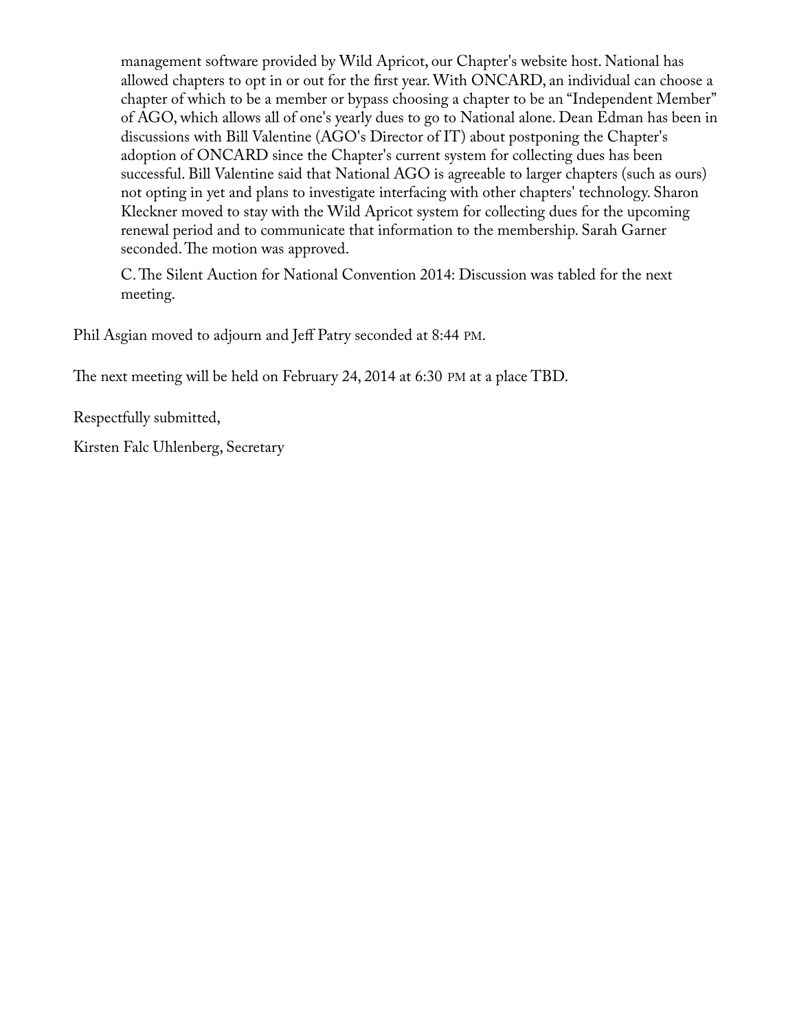management software provided by Wild Apricot, our Chapter's website host. National has allowed chapters to opt in or out for the first year. With ONCARD, an individual can choose a chapter of which to be a member or bypass choosing a chapter to be an "Independent Member" of AGO, which allows all of one's yearly dues to go to National alone. Dean Edman has been in discussions with Bill Valentine (AGO's Director of IT) about postponing the Chapter's adoption of ONCARD since the Chapter's current system for collecting dues has been successful. Bill Valentine said that National AGO is agreeable to larger chapters (such as ours) not opting in yet and plans to investigate interfacing with other chapters' technology. Sharon Kleckner moved to stay with the Wild Apricot system for collecting dues for the upcoming renewal period and to communicate that information to the membership. Sarah Garner seconded. The motion was approved.

C. The Silent Auction for National Convention 2014: Discussion was tabled for the next meeting.

Phil Asgian moved to adjourn and Jeff Patry seconded at 8:44 PM.

The next meeting will be held on February 24, 2014 at 6:30 PM at a place TBD.

Respectfully submitted,

Kirsten Falc Uhlenberg, Secretary